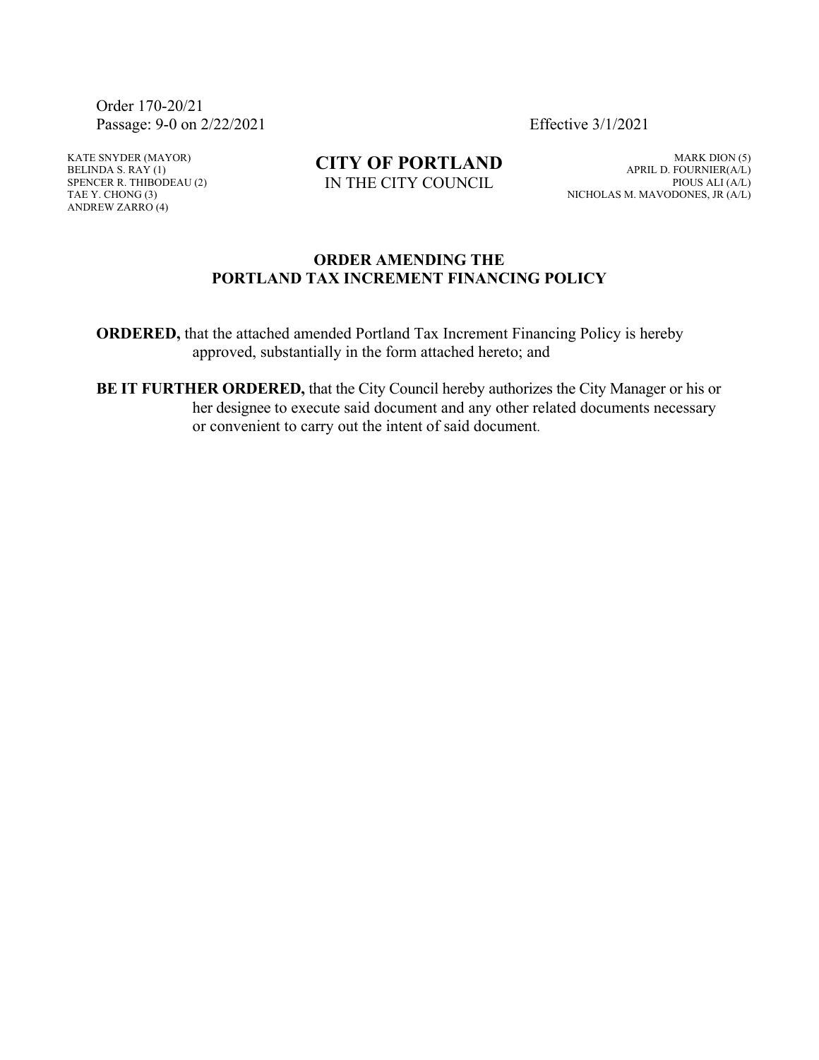Order 170-20/21
Passage: 9-0 on 2/22/2021 Effective 3/1/2021

KATE SNYDER (MAYOR)
BELINDA S. RAY (1)
SPENCER R. THIBODEAU (2)
TAE Y. CHONG (3)
ANDREW ZARRO (4)

**CITY OF PORTLAND**
IN THE CITY COUNCIL

MARK DION (5)
APRIL D. FOURNIER(A/L)
PIOUS ALI (A/L)
NICHOLAS M. MAVODONES, JR (A/L)

## ORDER AMENDING THE PORTLAND TAX INCREMENT FINANCING POLICY

**ORDERED,** that the attached amended Portland Tax Increment Financing Policy is hereby approved, substantially in the form attached hereto; and

**BE IT FURTHER ORDERED,** that the City Council hereby authorizes the City Manager or his or her designee to execute said document and any other related documents necessary or convenient to carry out the intent of said document.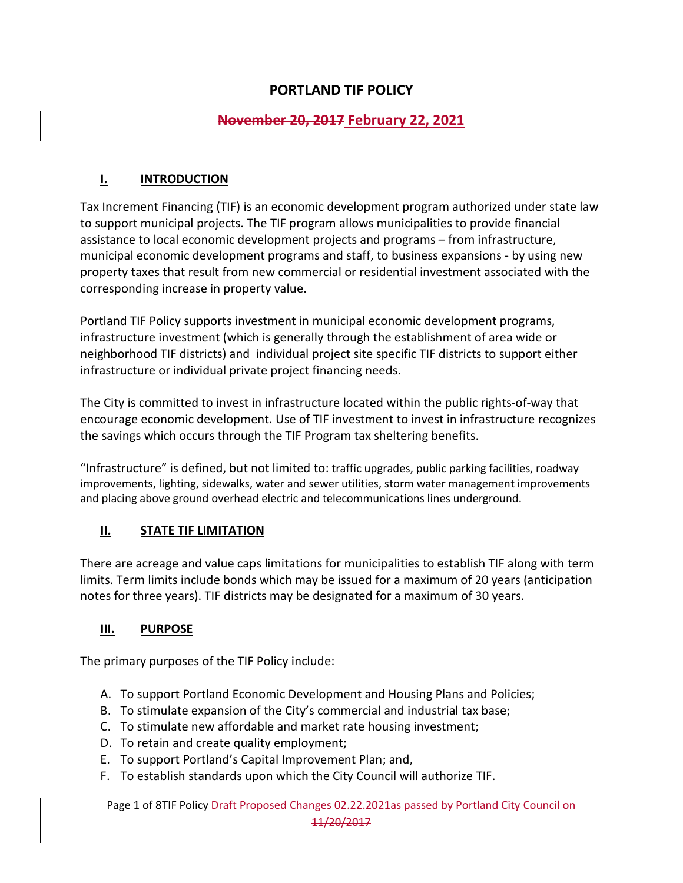# PORTLAND TIF POLICY

## ~~November 20, 2017~~ February 22, 2021

### I. INTRODUCTION

Tax Increment Financing (TIF) is an economic development program authorized under state law to support municipal projects. The TIF program allows municipalities to provide financial assistance to local economic development projects and programs – from infrastructure, municipal economic development programs and staff, to business expansions - by using new property taxes that result from new commercial or residential investment associated with the corresponding increase in property value.

Portland TIF Policy supports investment in municipal economic development programs, infrastructure investment (which is generally through the establishment of area wide or neighborhood TIF districts) and individual project site specific TIF districts to support either infrastructure or individual private project financing needs.

The City is committed to invest in infrastructure located within the public rights-of-way that encourage economic development. Use of TIF investment to invest in infrastructure recognizes the savings which occurs through the TIF Program tax sheltering benefits.

"Infrastructure" is defined, but not limited to: traffic upgrades, public parking facilities, roadway improvements, lighting, sidewalks, water and sewer utilities, storm water management improvements and placing above ground overhead electric and telecommunications lines underground.

### II. STATE TIF LIMITATION

There are acreage and value caps limitations for municipalities to establish TIF along with term limits. Term limits include bonds which may be issued for a maximum of 20 years (anticipation notes for three years). TIF districts may be designated for a maximum of 30 years.

### III. PURPOSE

The primary purposes of the TIF Policy include:

A. To support Portland Economic Development and Housing Plans and Policies;
B. To stimulate expansion of the City's commercial and industrial tax base;
C. To stimulate new affordable and market rate housing investment;
D. To retain and create quality employment;
E. To support Portland's Capital Improvement Plan; and,
F. To establish standards upon which the City Council will authorize TIF.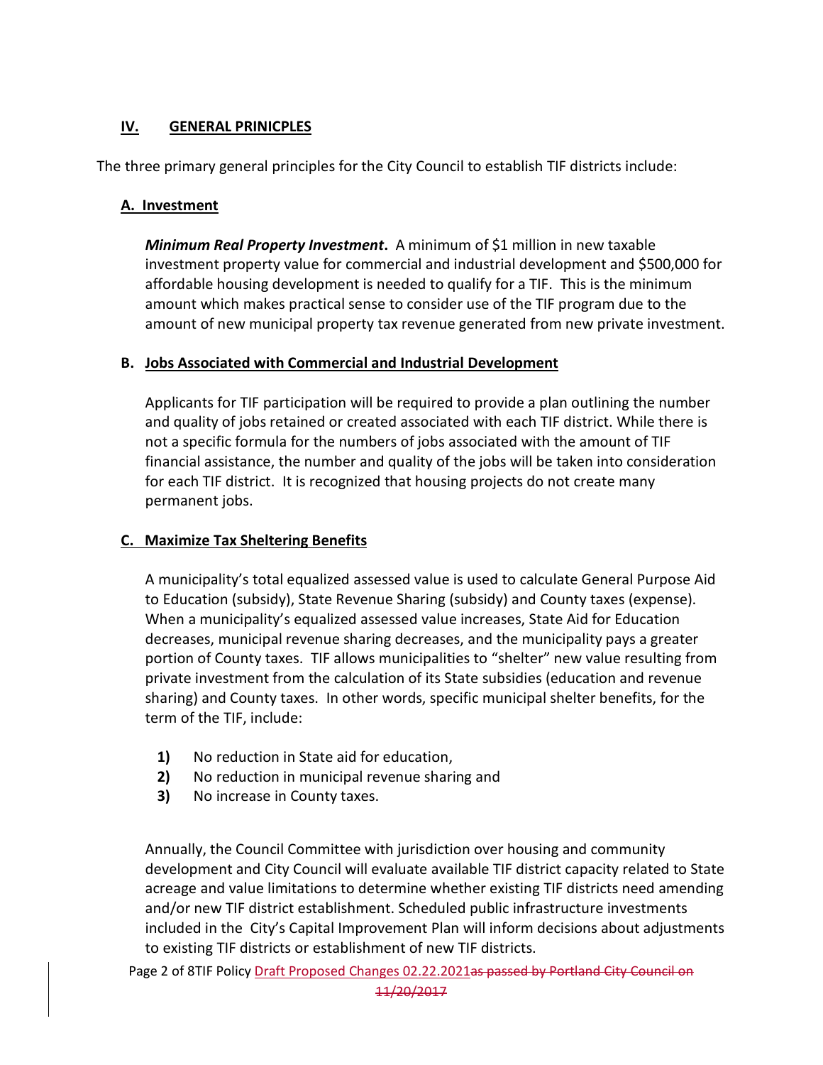## IV. GENERAL PRINCIPLES

The three primary general principles for the City Council to establish TIF districts include:

### A. Investment

***Minimum Real Property Investment*.** A minimum of $1 million in new taxable investment property value for commercial and industrial development and $500,000 for affordable housing development is needed to qualify for a TIF. This is the minimum amount which makes practical sense to consider use of the TIF program due to the amount of new municipal property tax revenue generated from new private investment.

### B. Jobs Associated with Commercial and Industrial Development

Applicants for TIF participation will be required to provide a plan outlining the number and quality of jobs retained or created associated with each TIF district. While there is not a specific formula for the numbers of jobs associated with the amount of TIF financial assistance, the number and quality of the jobs will be taken into consideration for each TIF district. It is recognized that housing projects do not create many permanent jobs.

### C. Maximize Tax Sheltering Benefits

A municipality's total equalized assessed value is used to calculate General Purpose Aid to Education (subsidy), State Revenue Sharing (subsidy) and County taxes (expense). When a municipality's equalized assessed value increases, State Aid for Education decreases, municipal revenue sharing decreases, and the municipality pays a greater portion of County taxes. TIF allows municipalities to "shelter" new value resulting from private investment from the calculation of its State subsidies (education and revenue sharing) and County taxes. In other words, specific municipal shelter benefits, for the term of the TIF, include:

**1)** No reduction in State aid for education,
**2)** No reduction in municipal revenue sharing and
**3)** No increase in County taxes.

Annually, the Council Committee with jurisdiction over housing and community development and City Council will evaluate available TIF district capacity related to State acreage and value limitations to determine whether existing TIF districts need amending and/or new TIF district establishment. Scheduled public infrastructure investments included in the City's Capital Improvement Plan will inform decisions about adjustments to existing TIF districts or establishment of new TIF districts.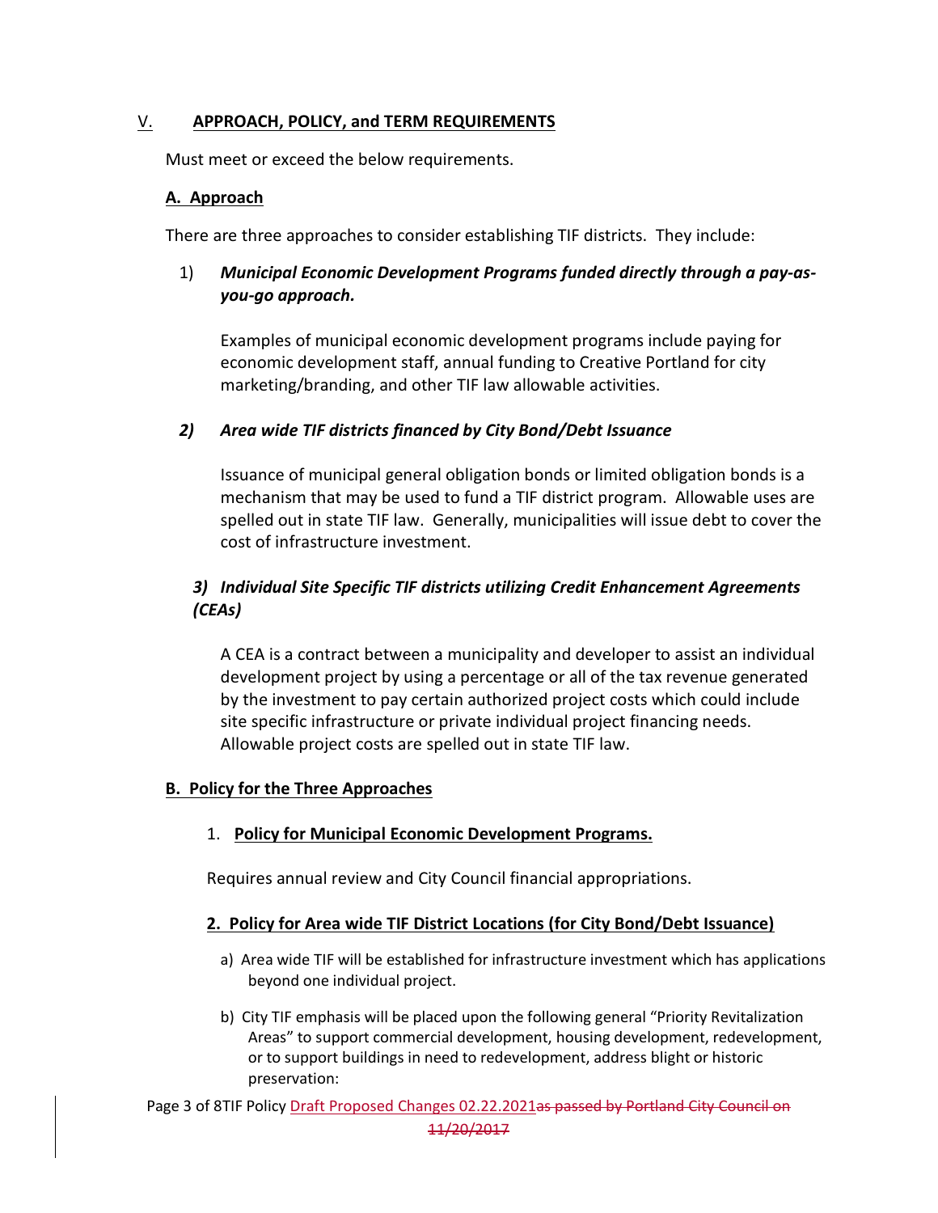## V. APPROACH, POLICY, and TERM REQUIREMENTS

Must meet or exceed the below requirements.

### A. Approach

There are three approaches to consider establishing TIF districts. They include:

1) ***Municipal Economic Development Programs funded directly through a pay-as-you-go approach.***

   Examples of municipal economic development programs include paying for economic development staff, annual funding to Creative Portland for city marketing/branding, and other TIF law allowable activities.

2) ***Area wide TIF districts financed by City Bond/Debt Issuance***

   Issuance of municipal general obligation bonds or limited obligation bonds is a mechanism that may be used to fund a TIF district program. Allowable uses are spelled out in state TIF law. Generally, municipalities will issue debt to cover the cost of infrastructure investment.

3) ***Individual Site Specific TIF districts utilizing Credit Enhancement Agreements (CEAs)***

   A CEA is a contract between a municipality and developer to assist an individual development project by using a percentage or all of the tax revenue generated by the investment to pay certain authorized project costs which could include site specific infrastructure or private individual project financing needs. Allowable project costs are spelled out in state TIF law.

### B. Policy for the Three Approaches

1. **Policy for Municipal Economic Development Programs.**

Requires annual review and City Council financial appropriations.

**2. Policy for Area wide TIF District Locations (for City Bond/Debt Issuance)**

a) Area wide TIF will be established for infrastructure investment which has applications beyond one individual project.

b) City TIF emphasis will be placed upon the following general "Priority Revitalization Areas" to support commercial development, housing development, redevelopment, or to support buildings in need to redevelopment, address blight or historic preservation: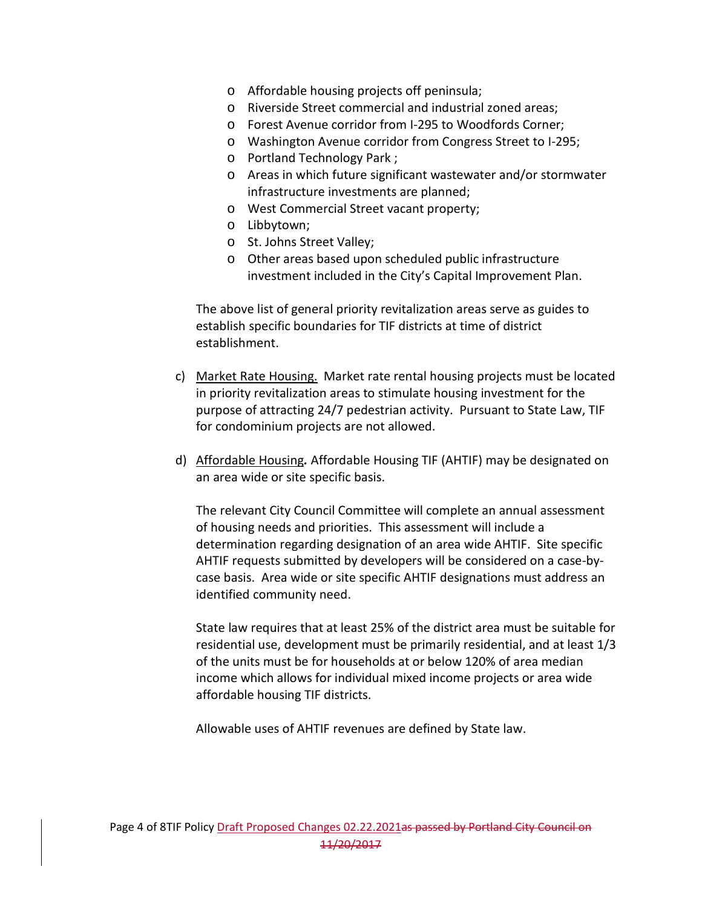- Affordable housing projects off peninsula;
- Riverside Street commercial and industrial zoned areas;
- Forest Avenue corridor from I-295 to Woodfords Corner;
- Washington Avenue corridor from Congress Street to I-295;
- Portland Technology Park ;
- Areas in which future significant wastewater and/or stormwater infrastructure investments are planned;
- West Commercial Street vacant property;
- Libbytown;
- St. Johns Street Valley;
- Other areas based upon scheduled public infrastructure investment included in the City's Capital Improvement Plan.

The above list of general priority revitalization areas serve as guides to establish specific boundaries for TIF districts at time of district establishment.

c) Market Rate Housing. Market rate rental housing projects must be located in priority revitalization areas to stimulate housing investment for the purpose of attracting 24/7 pedestrian activity. Pursuant to State Law, TIF for condominium projects are not allowed.

d) Affordable Housing*.* Affordable Housing TIF (AHTIF) may be designated on an area wide or site specific basis.

The relevant City Council Committee will complete an annual assessment of housing needs and priorities. This assessment will include a determination regarding designation of an area wide AHTIF. Site specific AHTIF requests submitted by developers will be considered on a case-by-case basis. Area wide or site specific AHTIF designations must address an identified community need.

State law requires that at least 25% of the district area must be suitable for residential use, development must be primarily residential, and at least 1/3 of the units must be for households at or below 120% of area median income which allows for individual mixed income projects or area wide affordable housing TIF districts.

Allowable uses of AHTIF revenues are defined by State law.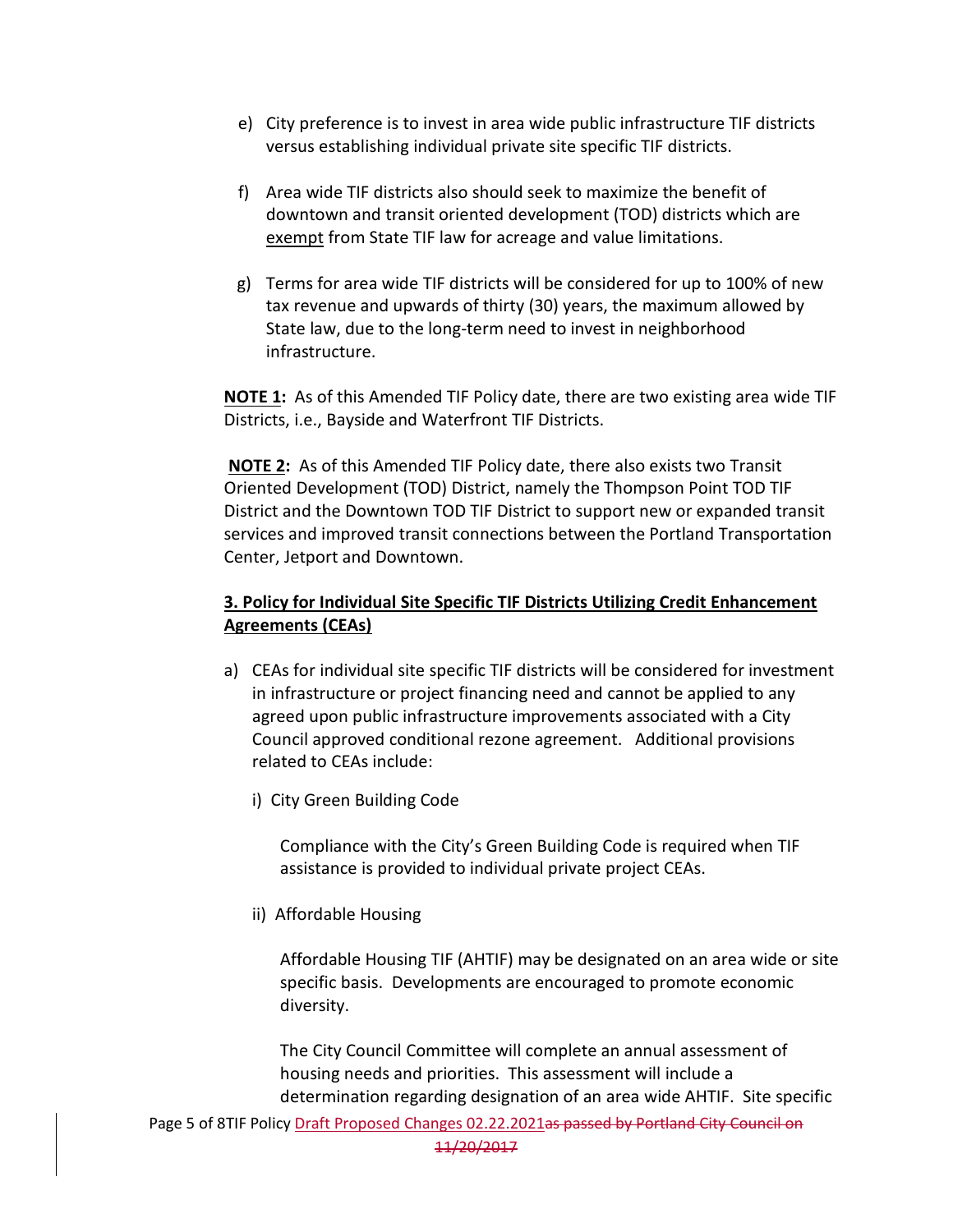e) City preference is to invest in area wide public infrastructure TIF districts versus establishing individual private site specific TIF districts.

f) Area wide TIF districts also should seek to maximize the benefit of downtown and transit oriented development (TOD) districts which are exempt from State TIF law for acreage and value limitations.

g) Terms for area wide TIF districts will be considered for up to 100% of new tax revenue and upwards of thirty (30) years, the maximum allowed by State law, due to the long-term need to invest in neighborhood infrastructure.

**NOTE 1:** As of this Amended TIF Policy date, there are two existing area wide TIF Districts, i.e., Bayside and Waterfront TIF Districts.

**NOTE 2:** As of this Amended TIF Policy date, there also exists two Transit Oriented Development (TOD) District, namely the Thompson Point TOD TIF District and the Downtown TOD TIF District to support new or expanded transit services and improved transit connections between the Portland Transportation Center, Jetport and Downtown.

**3. Policy for Individual Site Specific TIF Districts Utilizing Credit Enhancement Agreements (CEAs)**

a) CEAs for individual site specific TIF districts will be considered for investment in infrastructure or project financing need and cannot be applied to any agreed upon public infrastructure improvements associated with a City Council approved conditional rezone agreement. Additional provisions related to CEAs include:

   i) City Green Building Code

      Compliance with the City's Green Building Code is required when TIF assistance is provided to individual private project CEAs.

   ii) Affordable Housing

      Affordable Housing TIF (AHTIF) may be designated on an area wide or site specific basis. Developments are encouraged to promote economic diversity.

      The City Council Committee will complete an annual assessment of housing needs and priorities. This assessment will include a determination regarding designation of an area wide AHTIF. Site specific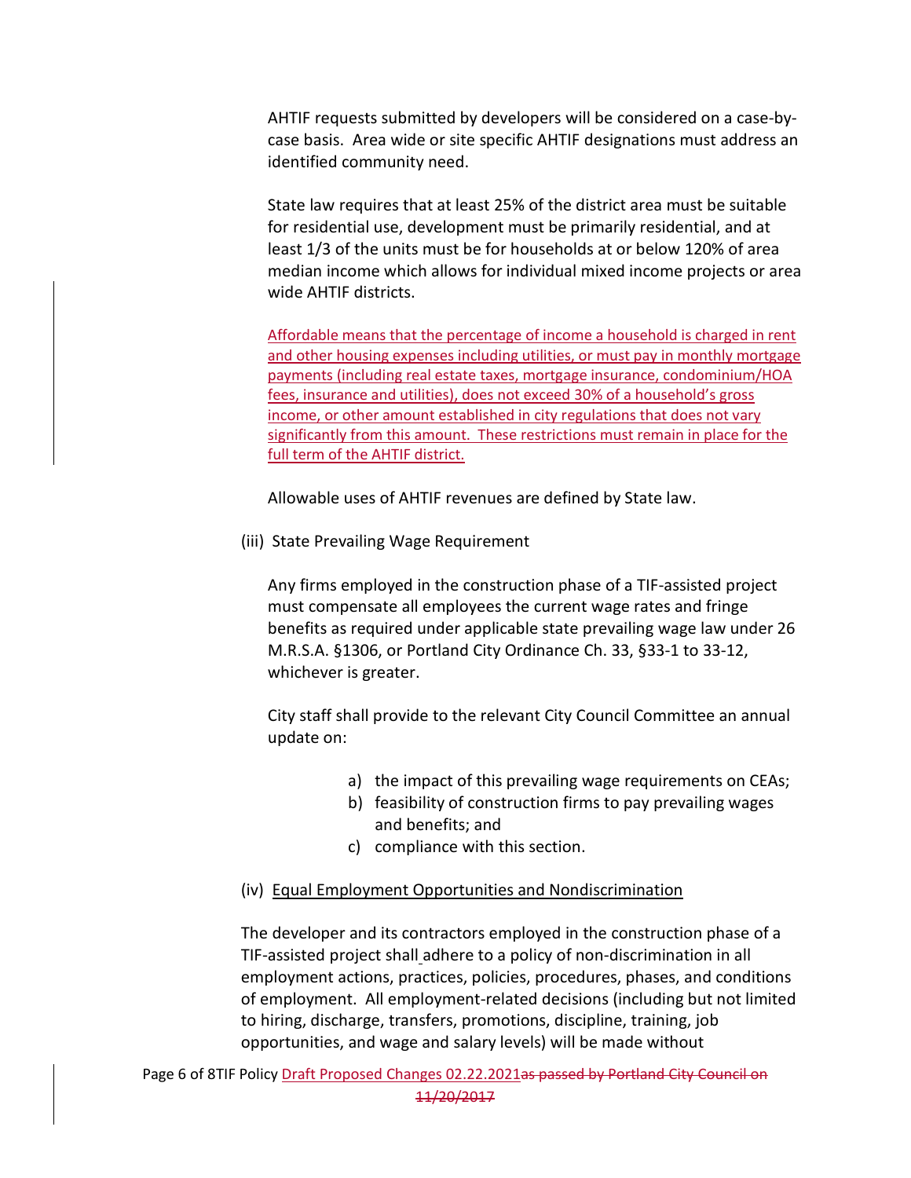AHTIF requests submitted by developers will be considered on a case-by-case basis. Area wide or site specific AHTIF designations must address an identified community need.

State law requires that at least 25% of the district area must be suitable for residential use, development must be primarily residential, and at least 1/3 of the units must be for households at or below 120% of area median income which allows for individual mixed income projects or area wide AHTIF districts.

Affordable means that the percentage of income a household is charged in rent and other housing expenses including utilities, or must pay in monthly mortgage payments (including real estate taxes, mortgage insurance, condominium/HOA fees, insurance and utilities), does not exceed 30% of a household's gross income, or other amount established in city regulations that does not vary significantly from this amount. These restrictions must remain in place for the full term of the AHTIF district.

Allowable uses of AHTIF revenues are defined by State law.

(iii) State Prevailing Wage Requirement

Any firms employed in the construction phase of a TIF-assisted project must compensate all employees the current wage rates and fringe benefits as required under applicable state prevailing wage law under 26 M.R.S.A. §1306, or Portland City Ordinance Ch. 33, §33-1 to 33-12, whichever is greater.

City staff shall provide to the relevant City Council Committee an annual update on:

a) the impact of this prevailing wage requirements on CEAs;
b) feasibility of construction firms to pay prevailing wages and benefits; and
c) compliance with this section.

(iv) Equal Employment Opportunities and Nondiscrimination

The developer and its contractors employed in the construction phase of a TIF-assisted project shall adhere to a policy of non-discrimination in all employment actions, practices, policies, procedures, phases, and conditions of employment. All employment-related decisions (including but not limited to hiring, discharge, transfers, promotions, discipline, training, job opportunities, and wage and salary levels) will be made without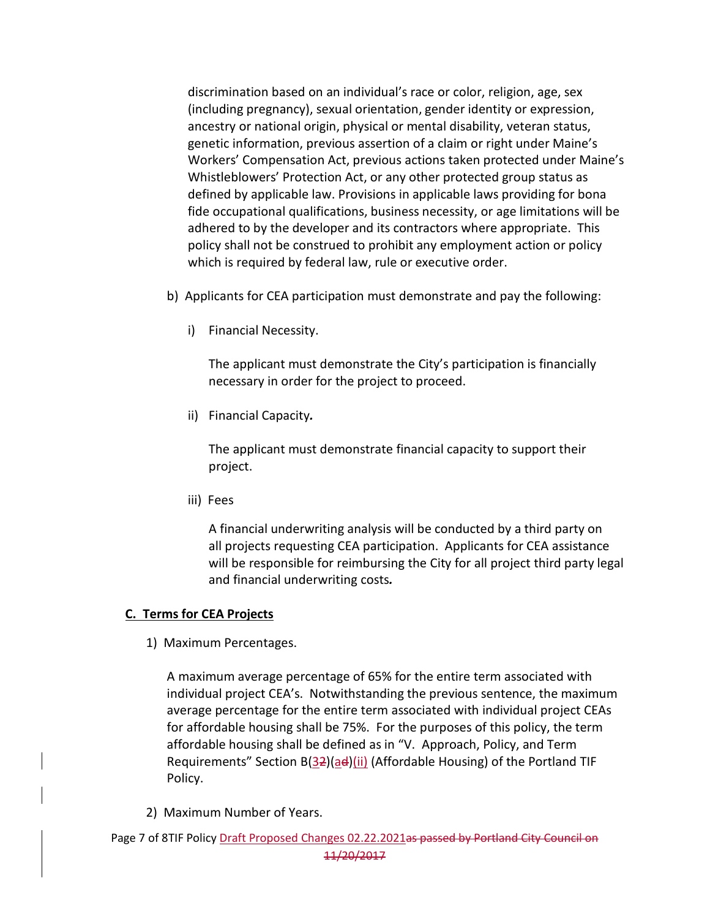discrimination based on an individual's race or color, religion, age, sex (including pregnancy), sexual orientation, gender identity or expression, ancestry or national origin, physical or mental disability, veteran status, genetic information, previous assertion of a claim or right under Maine's Workers' Compensation Act, previous actions taken protected under Maine's Whistleblowers' Protection Act, or any other protected group status as defined by applicable law. Provisions in applicable laws providing for bona fide occupational qualifications, business necessity, or age limitations will be adhered to by the developer and its contractors where appropriate. This policy shall not be construed to prohibit any employment action or policy which is required by federal law, rule or executive order.

b) Applicants for CEA participation must demonstrate and pay the following:

   i) Financial Necessity.

      The applicant must demonstrate the City's participation is financially necessary in order for the project to proceed.

   ii) Financial Capacity*.*

      The applicant must demonstrate financial capacity to support their project.

   iii) Fees

      A financial underwriting analysis will be conducted by a third party on all projects requesting CEA participation. Applicants for CEA assistance will be responsible for reimbursing the City for all project third party legal and financial underwriting costs*.*

## C. Terms for CEA Projects

1) Maximum Percentages.

   A maximum average percentage of 65% for the entire term associated with individual project CEA's. Notwithstanding the previous sentence, the maximum average percentage for the entire term associated with individual project CEAs for affordable housing shall be 75%. For the purposes of this policy, the term affordable housing shall be defined as in "V. Approach, Policy, and Term Requirements" Section B(~~2~~3)(~~d~~a)(ii) (Affordable Housing) of the Portland TIF Policy.

2) Maximum Number of Years.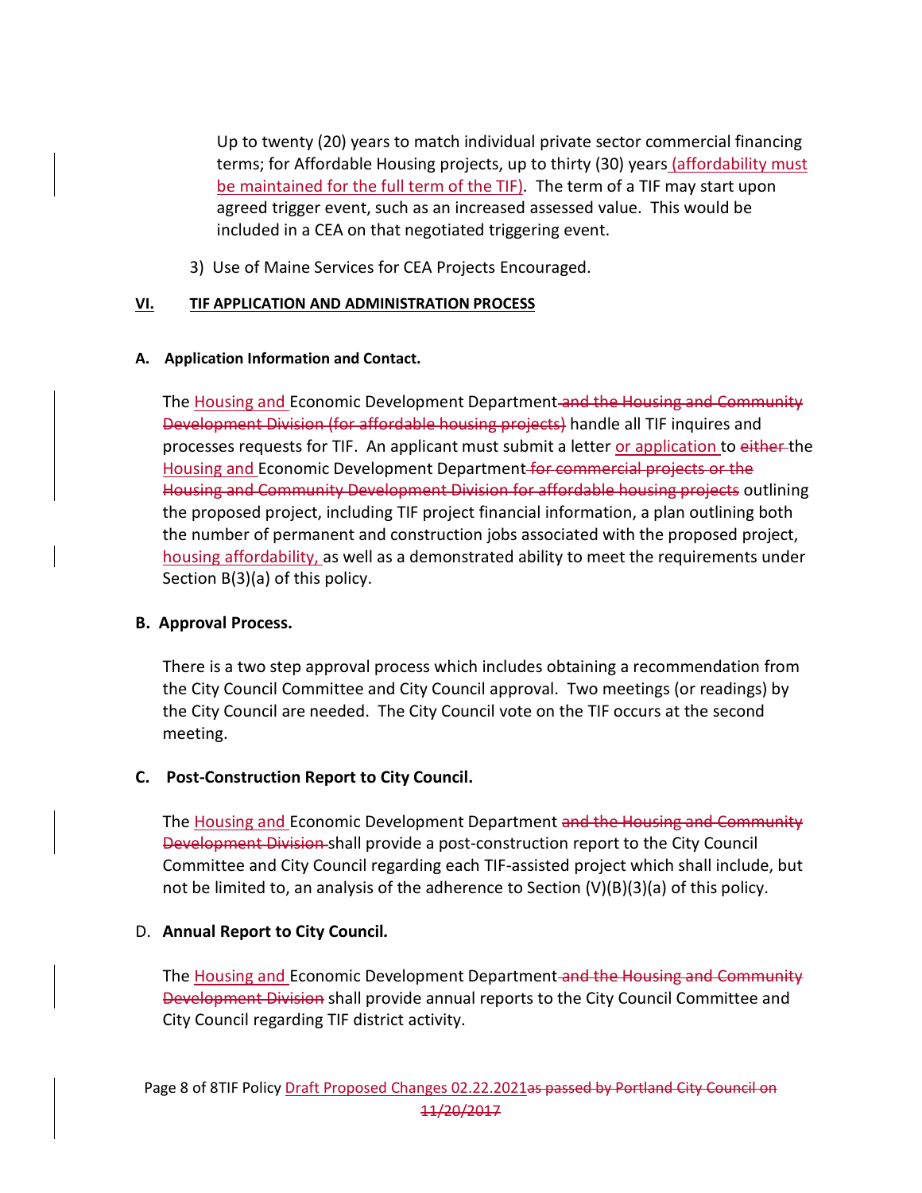Up to twenty (20) years to match individual private sector commercial financing terms; for Affordable Housing projects, up to thirty (30) years (affordability must be maintained for the full term of the TIF). The term of a TIF may start upon agreed trigger event, such as an increased assessed value. This would be included in a CEA on that negotiated triggering event.

3) Use of Maine Services for CEA Projects Encouraged.

## VI. TIF APPLICATION AND ADMINISTRATION PROCESS

### A. Application Information and Contact.

The Housing and Economic Development Department ~~and the Housing and Community Development Division (for affordable housing projects)~~ handle all TIF inquires and processes requests for TIF. An applicant must submit a letter or application to ~~either~~ the Housing and Economic Development Department ~~for commercial projects or the Housing and Community Development Division for affordable housing projects~~ outlining the proposed project, including TIF project financial information, a plan outlining both the number of permanent and construction jobs associated with the proposed project, housing affordability, as well as a demonstrated ability to meet the requirements under Section B(3)(a) of this policy.

### B. Approval Process.

There is a two step approval process which includes obtaining a recommendation from the City Council Committee and City Council approval. Two meetings (or readings) by the City Council are needed. The City Council vote on the TIF occurs at the second meeting.

### C. Post-Construction Report to City Council.

The Housing and Economic Development Department ~~and the Housing and Community Development Division~~ shall provide a post-construction report to the City Council Committee and City Council regarding each TIF-assisted project which shall include, but not be limited to, an analysis of the adherence to Section (V)(B)(3)(a) of this policy.

### D. Annual Report to City Council.

The Housing and Economic Development Department ~~and the Housing and Community Development Division~~ shall provide annual reports to the City Council Committee and City Council regarding TIF district activity.